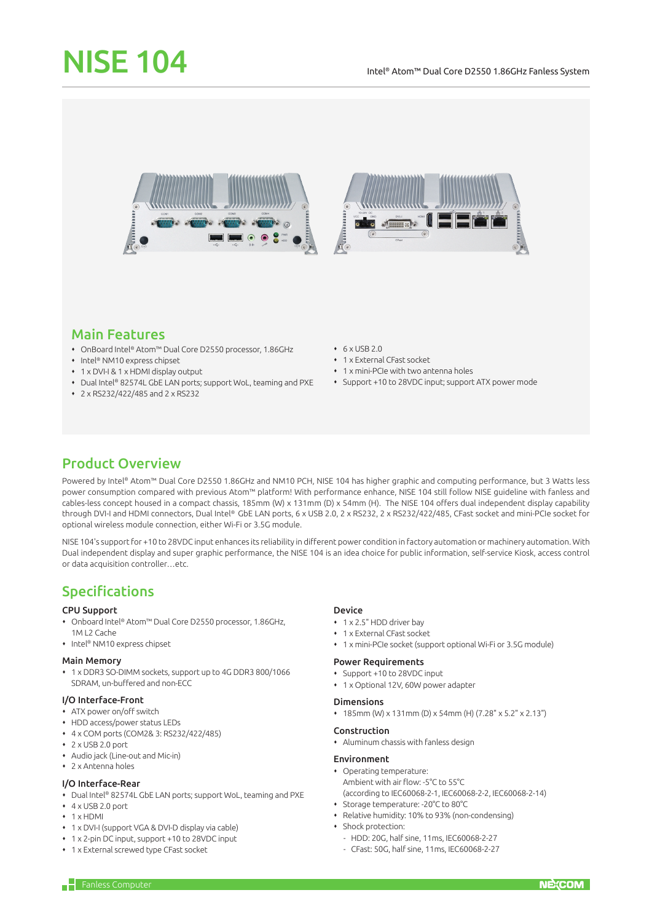# NISE 104

Intel® Atom™ Dual Core D2550 1.86GHz Fanless System

## Main Features

- OnBoard Intel® Atom™ Dual Core D2550 processor, 1.86GHz
- Intel® NM10 express chipset
- 1 x DVI-I & 1 x HDMI display output
- Dual Intel® 82574L GbE LAN ports; support WoL, teaming and PXE
- 2 x RS232/422/485 and 2 x RS232
- 6 x USB 2.0
- 1 x External CFast socket
- 1 x mini-PCIe with two antenna holes
- Support +10 to 28VDC input; support ATX power mode

## Product Overview

Powered by Intel® Atom™ Dual Core D2550 1.86GHz and NM10 PCH, NISE 104 has higher graphic and computing performance, but 3 Watts less power consumption compared with previous Atom™ platform! With performance enhance, NISE 104 still follow NISE guideline with fanless and cables-less concept housed in a compact chassis, 185mm (W) x 131mm (D) x 54mm (H). The NISE 104 offers dual independent display capability through DVI-I and HDMI connectors, Dual Intel® GbE LAN ports, 6 x USB 2.0, 2 x RS232, 2 x RS232/422/485, CFast socket and mini-PCIe socket for optional wireless module connection, either Wi-Fi or 3.5G module.

NISE 104's support for +10 to 28VDC input enhances its reliability in different power condition in factory automation or machinery automation. With Dual independent display and super graphic performance, the NISE 104 is an idea choice for public information, self-service Kiosk, access control or data acquisition controller…etc.

## Specifications

### CPU Support

- Onboard Intel® Atom™ Dual Core D2550 processor, 1.86GHz, 1M L2 Cache
- Intel® NM10 express chipset

### Main Memory

- 1 x DDR3 SO-DIMM sockets, support up to 4G DDR3 800/1066 SDRAM, un-buffered and non-ECC

### I/O Interface-Front

- ATX power on/off switch
- HDD access/power status LEDs
- 4 x COM ports (COM2& 3: RS232/422/485)
- 2 x USB 2.0 port
- Audio jack (Line-out and Mic-in)
- 2 x Antenna holes

### I/O Interface-Rear

- Dual Intel® 82574L GbE LAN ports; support WoL, teaming and PXE
- 4 x USB 2.0 port
- 1 x HDMI
- 1 x DVI-I (support VGA & DVI-D display via cable)
- 1 x 2-pin DC input, support +10 to 28VDC input
- 1 x External screwed type CFast socket

### Device

- 1 x 2.5" HDD driver bay
- 1 x External CFast socket
- 1 x mini-PCIe socket (support optional Wi-Fi or 3.5G module)

### Power Requirements

- Support +10 to 28VDC input
- 1 x Optional 12V, 60W power adapter

### Dimensions

- 185mm (W) x 131mm (D) x 54mm (H) (7.28" x 5.2" x 2.13")

### Construction

- Aluminum chassis with fanless design

### Environment

- Operating temperature:
  Ambient with air flow: -5°C to 55°C
  (according to IEC60068-2-1, IEC60068-2-2, IEC60068-2-14)
- Storage temperature: -20°C to 80°C
- Relative humidity: 10% to 93% (non-condensing)
- Shock protection:
  - HDD: 20G, half sine, 11ms, IEC60068-2-27
  - CFast: 50G, half sine, 11ms, IEC60068-2-27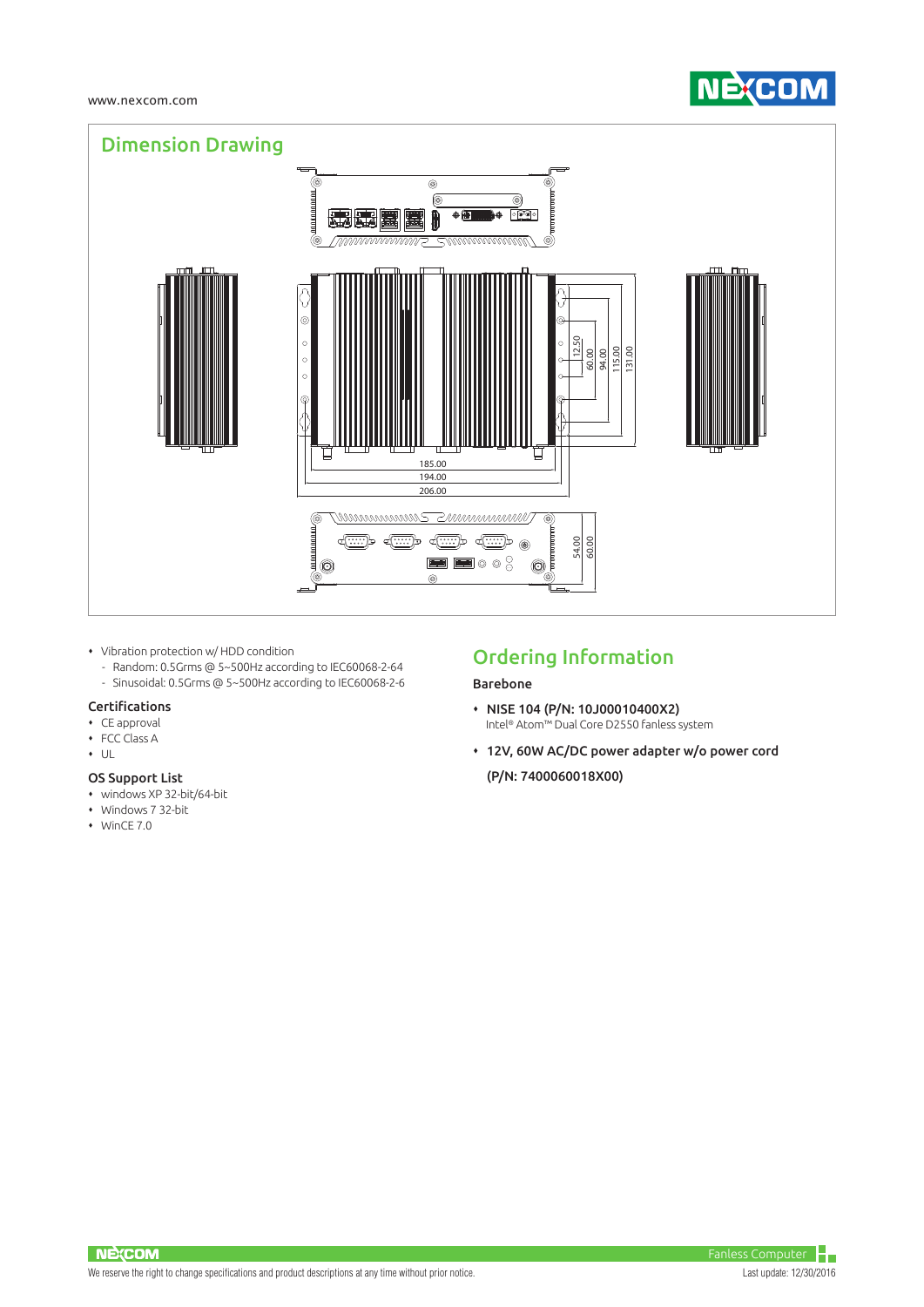## Dimension Drawing

12.50
60.00
94.00
115.00
131.00

185.00
194.00
206.00

54.00
60.00

- Vibration protection w/ HDD condition
  - Random: 0.5Grms @ 5~500Hz according to IEC60068-2-64
  - Sinusoidal: 0.5Grms @ 5~500Hz according to IEC60068-2-6

### Certifications

- CE approval
- FCC Class A
- UL

### OS Support List

- windows XP 32-bit/64-bit
- Windows 7 32-bit
- WinCE 7.0

## Ordering Information

### Barebone

- **NISE 104 (P/N: 10J00010400X2)**
  Intel® Atom™ Dual Core D2550 fanless system
- **12V, 60W AC/DC power adapter w/o power cord (P/N: 7400060018X00)**

We reserve the right to change specifications and product descriptions at any time without prior notice.